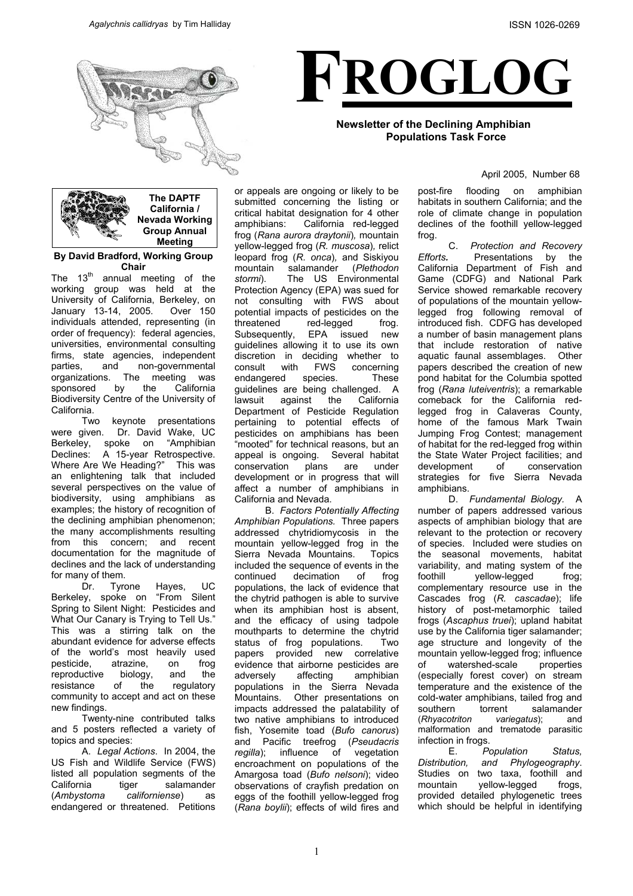*Agalychnis callidryas* by Tim Halliday

ISSN 1026-0269

# FROGLOG

**Newsletter of the Declining Amphibian Populations Task Force**

April 2005, Number 68

## The DAPTF California / Nevada Working Group Annual Meeting

**By David Bradford, Working Group Chair**

The 13th annual meeting of the working group was held at the University of California, Berkeley, on January 13-14, 2005. Over 150 individuals attended, representing (in order of frequency): federal agencies, universities, environmental consulting firms, state agencies, independent parties, and non-governmental organizations. The meeting was sponsored by the California Biodiversity Centre of the University of California.

Two keynote presentations were given. Dr. David Wake, UC Berkeley, spoke on "Amphibian Declines: A 15-year Retrospective. Where Are We Heading?" This was an enlightening talk that included several perspectives on the value of biodiversity, using amphibians as examples; the history of recognition of the declining amphibian phenomenon; the many accomplishments resulting from this concern; and recent documentation for the magnitude of declines and the lack of understanding for many of them.

Dr. Tyrone Hayes, UC Berkeley, spoke on "From Silent Spring to Silent Night: Pesticides and What Our Canary is Trying to Tell Us." This was a stirring talk on the abundant evidence for adverse effects of the world's most heavily used pesticide, atrazine, on frog reproductive biology, and the resistance of the regulatory community to accept and act on these new findings.

Twenty-nine contributed talks and 5 posters reflected a variety of topics and species:

A. *Legal Actions*. In 2004, the US Fish and Wildlife Service (FWS) listed all population segments of the California tiger salamander (*Ambystoma californiense*) as endangered or threatened. Petitions or appeals are ongoing or likely to be submitted concerning the listing or critical habitat designation for 4 other amphibians: California red-legged frog (*Rana aurora draytonii*), mountain yellow-legged frog (*R. muscosa*), relict leopard frog (*R. onca*), and Siskiyou mountain salamander (*Plethodon stormi*). The US Environmental Protection Agency (EPA) was sued for not consulting with FWS about potential impacts of pesticides on the threatened red-legged frog. Subsequently, EPA issued new guidelines allowing it to use its own discretion in deciding whether to consult with FWS concerning endangered species. These guidelines are being challenged. A lawsuit against the California Department of Pesticide Regulation pertaining to potential effects of pesticides on amphibians has been "mooted" for technical reasons, but an appeal is ongoing. Several habitat conservation plans are under development or in progress that will affect a number of amphibians in California and Nevada.

B. *Factors Potentially Affecting Amphibian Populations.* Three papers addressed chytridiomycosis in the mountain yellow-legged frog in the Sierra Nevada Mountains. Topics included the sequence of events in the continued decimation of frog populations, the lack of evidence that the chytrid pathogen is able to survive when its amphibian host is absent, and the efficacy of using tadpole mouthparts to determine the chytrid status of frog populations. Two papers provided new correlative evidence that airborne pesticides are adversely affecting amphibian populations in the Sierra Nevada Mountains. Other presentations on impacts addressed the palatability of two native amphibians to introduced fish, Yosemite toad (*Bufo canorus*) and Pacific treefrog (*Pseudacris regilla*); influence of vegetation encroachment on populations of the Amargosa toad (*Bufo nelsoni*); video observations of crayfish predation on eggs of the foothill yellow-legged frog (*Rana boylii*); effects of wild fires and post-fire flooding on amphibian habitats in southern California; and the role of climate change in population declines of the foothill yellow-legged frog.

C. *Protection and Recovery Efforts.* Presentations by the California Department of Fish and Game (CDFG) and National Park Service showed remarkable recovery of populations of the mountain yellow-legged frog following removal of introduced fish. CDFG has developed a number of basin management plans that include restoration of native aquatic faunal assemblages. Other papers described the creation of new pond habitat for the Columbia spotted frog (*Rana luteiventris*); a remarkable comeback for the California red-legged frog in Calaveras County, home of the famous Mark Twain Jumping Frog Contest; management of habitat for the red-legged frog within the State Water Project facilities; and development of conservation strategies for five Sierra Nevada amphibians.

D. *Fundamental Biology.* A number of papers addressed various aspects of amphibian biology that are relevant to the protection or recovery of species. Included were studies on the seasonal movements, habitat variability, and mating system of the foothill yellow-legged frog; complementary resource use in the Cascades frog (*R. cascadae*); life history of post-metamorphic tailed frogs (*Ascaphus truei*); upland habitat use by the California tiger salamander; age structure and longevity of the mountain yellow-legged frog; influence of watershed-scale properties (especially forest cover) on stream temperature and the existence of the cold-water amphibians, tailed frog and southern torrent salamander (*Rhyacotriton variegatus*); and malformation and trematode parasitic infection in frogs.

E. *Population Status, Distribution, and Phylogeography*. Studies on two taxa, foothill and mountain yellow-legged frogs, provided detailed phylogenetic trees which should be helpful in identifying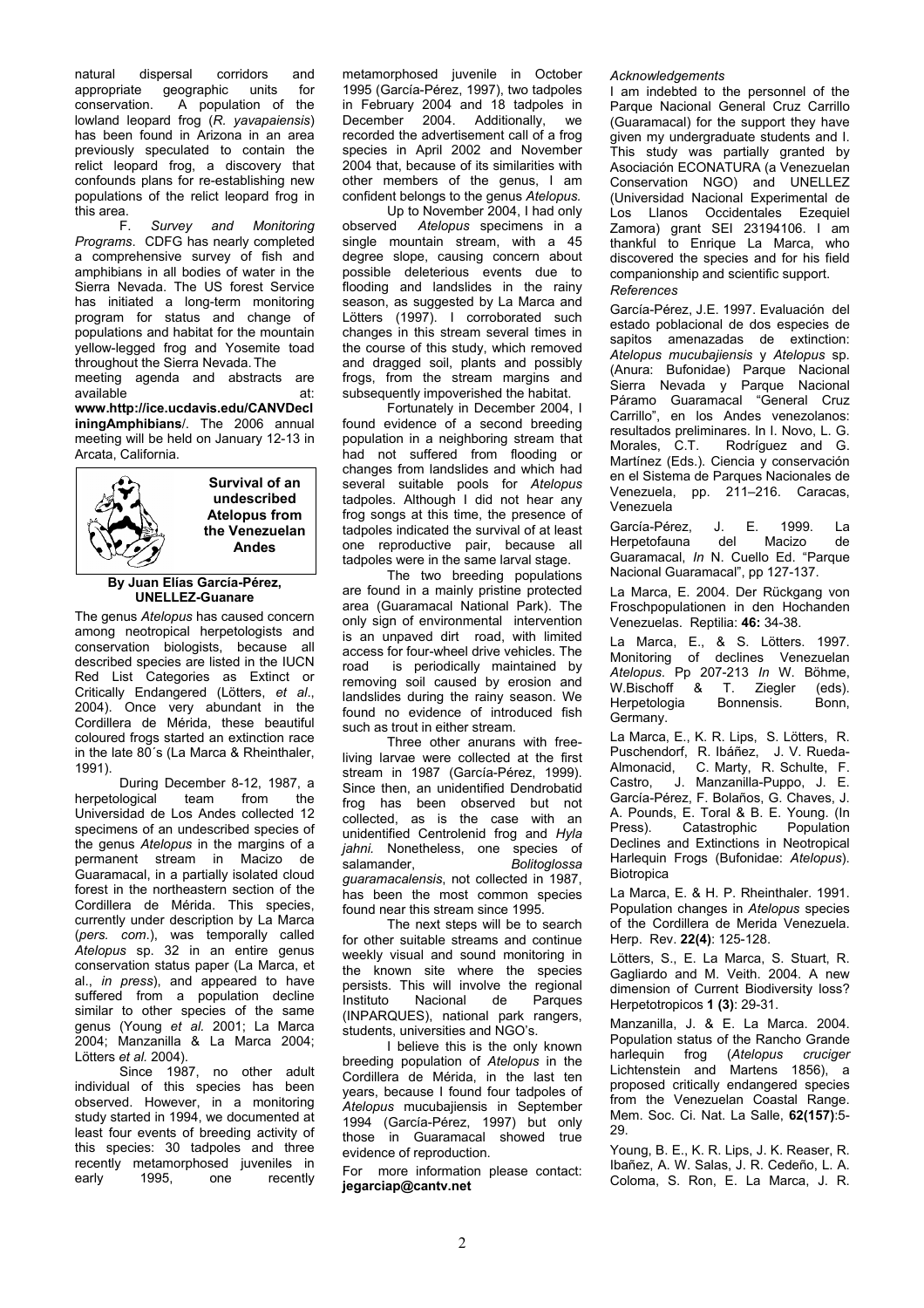natural dispersal corridors and appropriate geographic units for conservation. A population of the lowland leopard frog (*R. yavapaiensis*) has been found in Arizona in an area previously speculated to contain the relict leopard frog, a discovery that confounds plans for re-establishing new populations of the relict leopard frog in this area.

F. *Survey and Monitoring Programs*. CDFG has nearly completed a comprehensive survey of fish and amphibians in all bodies of water in the Sierra Nevada. The US forest Service has initiated a long-term monitoring program for status and change of populations and habitat for the mountain yellow-legged frog and Yosemite toad throughout the Sierra Nevada. The meeting agenda and abstracts are available at: **www.http://ice.ucdavis.edu/CANVDecliningAmphibians/**. The 2006 annual meeting will be held on January 12-13 in Arcata, California.

## Survival of an undescribed Atelopus from the Venezuelan Andes

**By Juan Elías García-Pérez, UNELLEZ-Guanare**

The genus *Atelopus* has caused concern among neotropical herpetologists and conservation biologists, because all described species are listed in the IUCN Red List Categories as Extinct or Critically Endangered (Lötters, *et al*., 2004). Once very abundant in the Cordillera de Mérida, these beautiful coloured frogs started an extinction race in the late 80´s (La Marca & Rheinthaler, 1991).

During December 8-12, 1987, a herpetological team from the Universidad de Los Andes collected 12 specimens of an undescribed species of the genus *Atelopus* in the margins of a permanent stream in Macizo de Guaramacal, in a partially isolated cloud forest in the northeastern section of the Cordillera de Mérida. This species, currently under description by La Marca (*pers. com*.), was temporally called *Atelopus* sp. 32 in an entire genus conservation status paper (La Marca, et al., *in press*), and appeared to have suffered from a population decline similar to other species of the same genus (Young *et al.* 2001; La Marca 2004; Manzanilla & La Marca 2004; Lötters *et al.* 2004).

Since 1987, no other adult individual of this species has been observed. However, in a monitoring study started in 1994, we documented at least four events of breeding activity of this species: 30 tadpoles and three recently metamorphosed juveniles in early 1995, one recently metamorphosed juvenile in October 1995 (García-Pérez, 1997), two tadpoles in February 2004 and 18 tadpoles in December 2004. Additionally, we recorded the advertisement call of a frog species in April 2002 and November 2004 that, because of its similarities with other members of the genus, I am confident belongs to the genus *Atelopus.*

Up to November 2004, I had only observed *Atelopus* specimens in a single mountain stream, with a 45 degree slope, causing concern about possible deleterious events due to flooding and landslides in the rainy season, as suggested by La Marca and Lötters (1997). I corroborated such changes in this stream several times in the course of this study, which removed and dragged soil, plants and possibly frogs, from the stream margins and subsequently impoverished the habitat.

Fortunately in December 2004, I found evidence of a second breeding population in a neighboring stream that had not suffered from flooding or changes from landslides and which had several suitable pools for *Atelopus* tadpoles. Although I did not hear any frog songs at this time, the presence of tadpoles indicated the survival of at least one reproductive pair, because all tadpoles were in the same larval stage.

The two breeding populations are found in a mainly pristine protected area (Guaramacal National Park). The only sign of environmental intervention is an unpaved dirt road, with limited access for four-wheel drive vehicles. The road is periodically maintained by removing soil caused by erosion and landslides during the rainy season. We found no evidence of introduced fish such as trout in either stream.

Three other anurans with free-living larvae were collected at the first stream in 1987 (García-Pérez, 1999). Since then, an unidentified Dendrobatid frog has been observed but not collected, as is the case with an unidentified Centrolenid frog and *Hyla jahni.* Nonetheless, one species of salamander, *Bolitoglossa guaramacalensis*, not collected in 1987, has been the most common species found near this stream since 1995.

The next steps will be to search for other suitable streams and continue weekly visual and sound monitoring in the known site where the species persists. This will involve the regional Instituto Nacional de Parques (INPARQUES), national park rangers, students, universities and NGO's.

I believe this is the only known breeding population of *Atelopus* in the Cordillera de Mérida, in the last ten years, because I found four tadpoles of *Atelopus* mucubajiensis in September 1994 (García-Pérez, 1997) but only those in Guaramacal showed true evidence of reproduction.

For more information please contact: **jegarciap@cantv.net**

### *Acknowledgements*

I am indebted to the personnel of the Parque Nacional General Cruz Carrillo (Guaramacal) for the support they have given my undergraduate students and I. This study was partially granted by Asociación ECONATURA (a Venezuelan Conservation NGO) and UNELLEZ (Universidad Nacional Experimental de Los Llanos Occidentales Ezequiel Zamora) grant SEI 23194106. I am thankful to Enrique La Marca, who discovered the species and for his field companionship and scientific support.

### *References*

García-Pérez, J.E. 1997. Evaluación del estado poblacional de dos especies de sapitos amenazadas de extinction: *Atelopus mucubajiensis* y *Atelopus* sp. (Anura: Bufonidae) Parque Nacional Sierra Nevada y Parque Nacional Páramo Guaramacal "General Cruz Carrillo", en los Andes venezolanos: resultados preliminares. In I. Novo, L. G. Morales, C.T. Rodríguez and G. Martínez (Eds.). Ciencia y conservación en el Sistema de Parques Nacionales de Venezuela, pp. 211–216. Caracas, Venezuela

García-Pérez, J. E. 1999. La Herpetofauna del Macizo de Guaramacal, *In* N. Cuello Ed. "Parque Nacional Guaramacal", pp 127-137.

La Marca, E. 2004. Der Rückgang von Froschpopulationen in den Hochanden Venezuelas. Reptilia: **46:** 34-38.

La Marca, E., & S. Lötters. 1997. Monitoring of declines Venezuelan *Atelopus*. Pp 207-213 *In* W. Böhme, W.Bischoff & T. Ziegler (eds). Herpetologia Bonnensis. Bonn, Germany.

La Marca, E., K. R. Lips, S. Lötters, R. Puschendorf, R. Ibáñez, J. V. Rueda-Almonacid, C. Marty, R. Schulte, F. Castro, J. Manzanilla-Puppo, J. E. García-Pérez, F. Bolaños, G. Chaves, J. A. Pounds, E. Toral & B. E. Young. (In Press). Catastrophic Population Declines and Extinctions in Neotropical Harlequin Frogs (Bufonidae: *Atelopus*). Biotropica

La Marca, E. & H. P. Rheinthaler. 1991. Population changes in *Atelopus* species of the Cordillera de Merida Venezuela. Herp. Rev. **22(4)**: 125-128.

Lötters, S., E. La Marca, S. Stuart, R. Gagliardo and M. Veith. 2004. A new dimension of Current Biodiversity loss? Herpetotropicos **1 (3)**: 29-31.

Manzanilla, J. & E. La Marca. 2004. Population status of the Rancho Grande harlequin frog (*Atelopus cruciger* Lichtenstein and Martens 1856), a proposed critically endangered species from the Venezuelan Coastal Range. Mem. Soc. Ci. Nat. La Salle, **62(157)**:5-29.

Young, B. E., K. R. Lips, J. K. Reaser, R. Ibañez, A. W. Salas, J. R. Cedeño, L. A. Coloma, S. Ron, E. La Marca, J. R.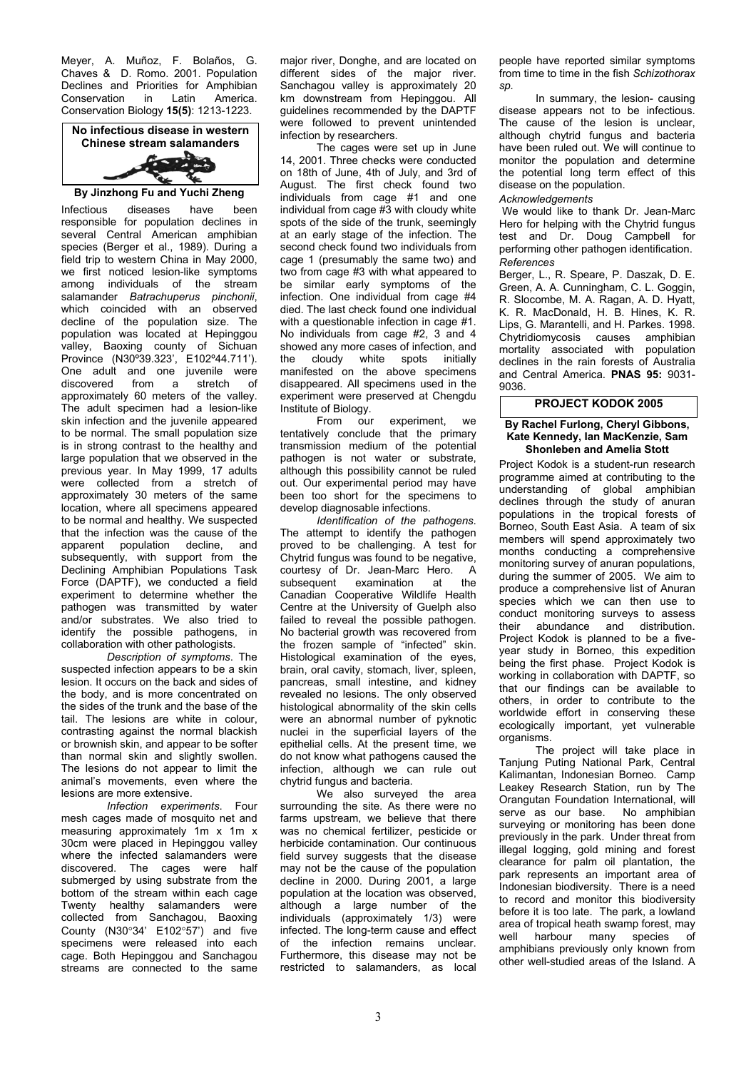Meyer, A. Muñoz, F. Bolaños, G. Chaves & D. Romo. 2001. Population Declines and Priorities for Amphibian Conservation in Latin America. Conservation Biology **15(5)**: 1213-1223.

## No infectious disease in western Chinese stream salamanders

**By Jinzhong Fu and Yuchi Zheng**

Infectious diseases have been responsible for population declines in several Central American amphibian species (Berger et al., 1989). During a field trip to western China in May 2000, we first noticed lesion-like symptoms among individuals of the stream salamander *Batrachuperus pinchonii*, which coincided with an observed decline of the population size. The population was located at Hepinggou valley, Baoxing county of Sichuan Province (N30º39.323', E102º44.711'). One adult and one juvenile were discovered from a stretch of approximately 60 meters of the valley. The adult specimen had a lesion-like skin infection and the juvenile appeared to be normal. The small population size is in strong contrast to the healthy and large population that we observed in the previous year. In May 1999, 17 adults were collected from a stretch of approximately 30 meters of the same location, where all specimens appeared to be normal and healthy. We suspected that the infection was the cause of the apparent population decline, and subsequently, with support from the Declining Amphibian Populations Task Force (DAPTF), we conducted a field experiment to determine whether the pathogen was transmitted by water and/or substrates. We also tried to identify the possible pathogens, in collaboration with other pathologists.

*Description of symptoms*. The suspected infection appears to be a skin lesion. It occurs on the back and sides of the body, and is more concentrated on the sides of the trunk and the base of the tail. The lesions are white in colour, contrasting against the normal blackish or brownish skin, and appear to be softer than normal skin and slightly swollen. The lesions do not appear to limit the animal's movements, even where the lesions are more extensive.

*Infection experiments.* Four mesh cages made of mosquito net and measuring approximately 1m x 1m x 30cm were placed in Hepinggou valley where the infected salamanders were discovered. The cages were half submerged by using substrate from the bottom of the stream within each cage Twenty healthy salamanders were collected from Sanchagou, Baoxing County (N30°34' E102°57') and five specimens were released into each cage. Both Hepinggou and Sanchagou streams are connected to the same major river, Donghe, and are located on different sides of the major river. Sanchagou valley is approximately 20 km downstream from Hepinggou. All guidelines recommended by the DAPTF were followed to prevent unintended infection by researchers.

The cages were set up in June 14, 2001. Three checks were conducted on 18th of June, 4th of July, and 3rd of August. The first check found two individuals from cage #1 and one individual from cage #3 with cloudy white spots of the side of the trunk, seemingly at an early stage of the infection. The second check found two individuals from cage 1 (presumably the same two) and two from cage #3 with what appeared to be similar early symptoms of the infection. One individual from cage #4 died. The last check found one individual with a questionable infection in cage #1. No individuals from cage #2, 3 and 4 showed any more cases of infection, and the cloudy white spots initially manifested on the above specimens disappeared. All specimens used in the experiment were preserved at Chengdu Institute of Biology.

From our experiment, we tentatively conclude that the primary transmission medium of the potential pathogen is not water or substrate, although this possibility cannot be ruled out. Our experimental period may have been too short for the specimens to develop diagnosable infections.

*Identification of the pathogens*. The attempt to identify the pathogen proved to be challenging. A test for Chytrid fungus was found to be negative, courtesy of Dr. Jean-Marc Hero. A subsequent examination at the Canadian Cooperative Wildlife Health Centre at the University of Guelph also failed to reveal the possible pathogen. No bacterial growth was recovered from the frozen sample of "infected" skin. Histological examination of the eyes, brain, oral cavity, stomach, liver, spleen, pancreas, small intestine, and kidney revealed no lesions. The only observed histological abnormality of the skin cells were an abnormal number of pyknotic nuclei in the superficial layers of the epithelial cells. At the present time, we do not know what pathogens caused the infection, although we can rule out chytrid fungus and bacteria.

We also surveyed the area surrounding the site. As there were no farms upstream, we believe that there was no chemical fertilizer, pesticide or herbicide contamination. Our continuous field survey suggests that the disease may not be the cause of the population decline in 2000. During 2001, a large population at the location was observed, although a large number of the individuals (approximately 1/3) were infected. The long-term cause and effect of the infection remains unclear. Furthermore, this disease may not be restricted to salamanders, as local people have reported similar symptoms from time to time in the fish *Schizothorax sp.*

In summary, the lesion- causing disease appears not to be infectious. The cause of the lesion is unclear, although chytrid fungus and bacteria have been ruled out. We will continue to monitor the population and determine the potential long term effect of this disease on the population.

*Acknowledgements*

We would like to thank Dr. Jean-Marc Hero for helping with the Chytrid fungus test and Dr. Doug Campbell for performing other pathogen identification.

*References*

Berger, L., R. Speare, P. Daszak, D. E. Green, A. A. Cunningham, C. L. Goggin, R. Slocombe, M. A. Ragan, A. D. Hyatt, K. R. MacDonald, H. B. Hines, K. R. Lips, G. Marantelli, and H. Parkes. 1998. Chytridiomycosis causes amphibian mortality associated with population declines in the rain forests of Australia and Central America. **PNAS 95:** 9031-9036.

## PROJECT KODOK 2005

**By Rachel Furlong, Cheryl Gibbons, Kate Kennedy, Ian MacKenzie, Sam Shonleben and Amelia Stott**

Project Kodok is a student-run research programme aimed at contributing to the understanding of global amphibian declines through the study of anuran populations in the tropical forests of Borneo, South East Asia. A team of six members will spend approximately two months conducting a comprehensive monitoring survey of anuran populations, during the summer of 2005. We aim to produce a comprehensive list of Anuran species which we can then use to conduct monitoring surveys to assess their abundance and distribution. Project Kodok is planned to be a five-year study in Borneo, this expedition being the first phase. Project Kodok is working in collaboration with DAPTF, so that our findings can be available to others, in order to contribute to the worldwide effort in conserving these ecologically important, yet vulnerable organisms.

The project will take place in Tanjung Puting National Park, Central Kalimantan, Indonesian Borneo. Camp Leakey Research Station, run by The Orangutan Foundation International, will serve as our base. No amphibian surveying or monitoring has been done previously in the park. Under threat from illegal logging, gold mining and forest clearance for palm oil plantation, the park represents an important area of Indonesian biodiversity. There is a need to record and monitor this biodiversity before it is too late. The park, a lowland area of tropical heath swamp forest, may well harbour many species of amphibians previously only known from other well-studied areas of the Island. A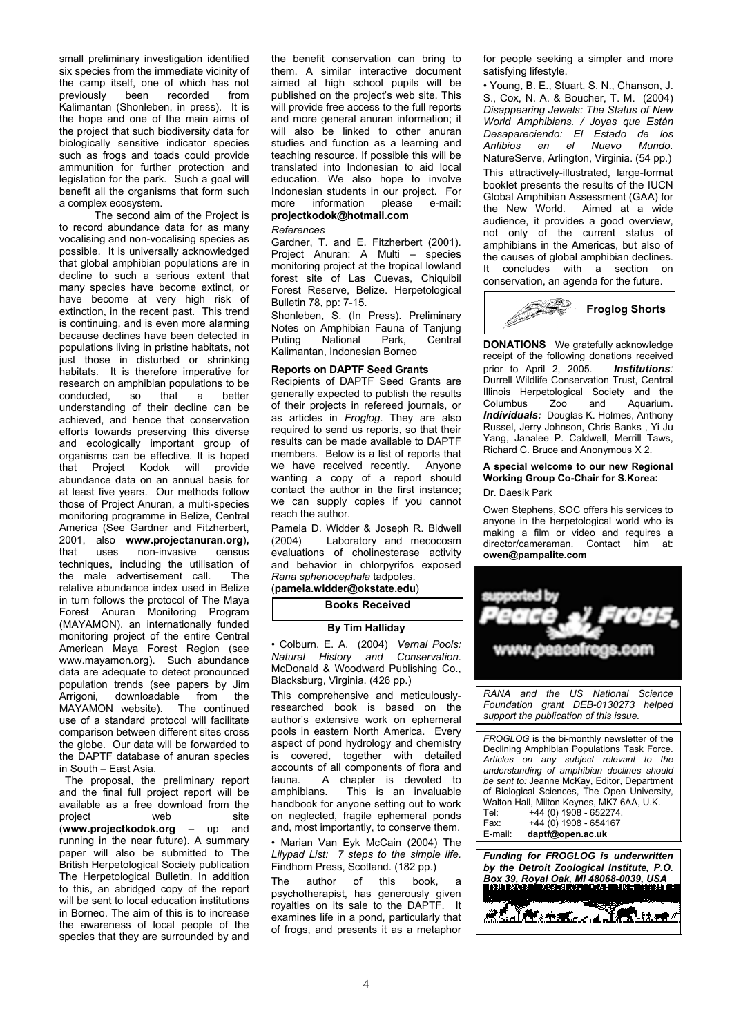small preliminary investigation identified six species from the immediate vicinity of the camp itself, one of which has not previously been recorded from Kalimantan (Shonleben, in press). It is the hope and one of the main aims of the project that such biodiversity data for biologically sensitive indicator species such as frogs and toads could provide ammunition for further protection and legislation for the park. Such a goal will benefit all the organisms that form such a complex ecosystem.

The second aim of the Project is to record abundance data for as many vocalising and non-vocalising species as possible. It is universally acknowledged that global amphibian populations are in decline to such a serious extent that many species have become extinct, or have become at very high risk of extinction, in the recent past. This trend is continuing, and is even more alarming because declines have been detected in populations living in pristine habitats, not just those in disturbed or shrinking habitats. It is therefore imperative for research on amphibian populations to be conducted, so that a better understanding of their decline can be achieved, and hence that conservation efforts towards preserving this diverse and ecologically important group of organisms can be effective. It is hoped that Project Kodok will provide abundance data on an annual basis for at least five years. Our methods follow those of Project Anuran, a multi-species monitoring programme in Belize, Central America (See Gardner and Fitzherbert, 2001, also **www.projectanuran.org**), that uses non-invasive census techniques, including the utilisation of the male advertisement call. The relative abundance index used in Belize in turn follows the protocol of The Maya Forest Anuran Monitoring Program (MAYAMON), an internationally funded monitoring project of the entire Central American Maya Forest Region (see www.mayamon.org). Such abundance data are adequate to detect pronounced population trends (see papers by Jim Arrigoni, downloadable from the MAYAMON website). The continued use of a standard protocol will facilitate comparison between different sites cross the globe. Our data will be forwarded to the DAPTF database of anuran species in South – East Asia.

The proposal, the preliminary report and the final full project report will be available as a free download from the project web site (**www.projectkodok.org** – up and running in the near future). A summary paper will also be submitted to The British Herpetological Society publication The Herpetological Bulletin. In addition to this, an abridged copy of the report will be sent to local education institutions in Borneo. The aim of this is to increase the awareness of local people of the species that they are surrounded by and the benefit conservation can bring to them. A similar interactive document aimed at high school pupils will be published on the project's web site. This will provide free access to the full reports and more general anuran information; it will also be linked to other anuran studies and function as a learning and teaching resource. If possible this will be translated into Indonesian to aid local education. We also hope to involve Indonesian students in our project. For more information please e-mail: **projectkodok@hotmail.com**

*References*

Gardner, T. and E. Fitzherbert (2001). Project Anuran: A Multi – species monitoring project at the tropical lowland forest site of Las Cuevas, Chiquibil Forest Reserve, Belize. Herpetological Bulletin 78, pp: 7-15.

Shonleben, S. (In Press). Preliminary Notes on Amphibian Fauna of Tanjung Puting National Park, Central Kalimantan, Indonesian Borneo

**Reports on DAPTF Seed Grants**

Recipients of DAPTF Seed Grants are generally expected to publish the results of their projects in refereed journals, or as articles in *Froglog*. They are also required to send us reports, so that their results can be made available to DAPTF members. Below is a list of reports that we have received recently. Anyone wanting a copy of a report should contact the author in the first instance; we can supply copies if you cannot reach the author.

Pamela D. Widder & Joseph R. Bidwell (2004) Laboratory and mecocosm evaluations of cholinesterase activity and behavior in chlorpyrifos exposed *Rana sphenocephala* tadpoles. (**pamela.widder@okstate.edu**)

## Books Received

### By Tim Halliday

• Colburn, E. A. (2004) *Vernal Pools: Natural History and Conservation.* McDonald & Woodward Publishing Co., Blacksburg, Virginia. (426 pp.)

This comprehensive and meticulously-researched book is based on the author's extensive work on ephemeral pools in eastern North America. Every aspect of pond hydrology and chemistry is covered, together with detailed accounts of all components of flora and fauna. A chapter is devoted to amphibians. This is an invaluable handbook for anyone setting out to work on neglected, fragile ephemeral ponds and, most importantly, to conserve them.

• Marian Van Eyk McCain (2004) The *Lilypad List: 7 steps to the simple life.* Findhorn Press, Scotland. (182 pp.)

The author of this book, a psychotherapist, has generously given royalties on its sale to the DAPTF. It examines life in a pond, particularly that of frogs, and presents it as a metaphor for people seeking a simpler and more satisfying lifestyle.

• Young, B. E., Stuart, S. N., Chanson, J. S., Cox, N. A. & Boucher, T. M. (2004) *Disappearing Jewels: The Status of New World Amphibians. / Joyas que Están Desapareciendo: El Estado de los Anfibios en el Nuevo Mundo.* NatureServe, Arlington, Virginia. (54 pp.)

This attractively-illustrated, large-format booklet presents the results of the IUCN Global Amphibian Assessment (GAA) for the New World. Aimed at a wide audience, it provides a good overview, not only of the current status of amphibians in the Americas, but also of the causes of global amphibian declines. It concludes with a section on conservation, an agenda for the future.

## Froglog Shorts

**DONATIONS** We gratefully acknowledge receipt of the following donations received prior to April 2, 2005. ***Institutions:*** Durrell Wildlife Conservation Trust, Central Illinois Herpetological Society and the Columbus Zoo and Aquarium. ***Individuals:*** Douglas K. Holmes, Anthony Russel, Jerry Johnson, Chris Banks , Yi Ju Yang, Janalee P. Caldwell, Merrill Taws, Richard C. Bruce and Anonymous X 2.

**A special welcome to our new Regional Working Group Co-Chair for S.Korea:**

Dr. Daesik Park

Owen Stephens, SOC offers his services to anyone in the herpetological world who is making a film or video and requires a director/cameraman. Contact him at: **owen@pampalite.com**

supported by Peace Frogs
www.peacefrogs.com

*RANA and the US National Science Foundation grant DEB-0130273 helped support the publication of this issue.*

*FROGLOG* is the bi-monthly newsletter of the Declining Amphibian Populations Task Force. *Articles on any subject relevant to the understanding of amphibian declines should be sent to:* Jeanne McKay, Editor, Department of Biological Sciences, The Open University, Walton Hall, Milton Keynes, MK7 6AA, U.K.
Tel: +44 (0) 1908 - 652274.
Fax: +44 (0) 1908 - 654167
E-mail: **daptf@open.ac.uk**

***Funding for FROGLOG is underwritten by the Detroit Zoological Institute, P.O. Box 39, Royal Oak, MI 48068-0039, USA***